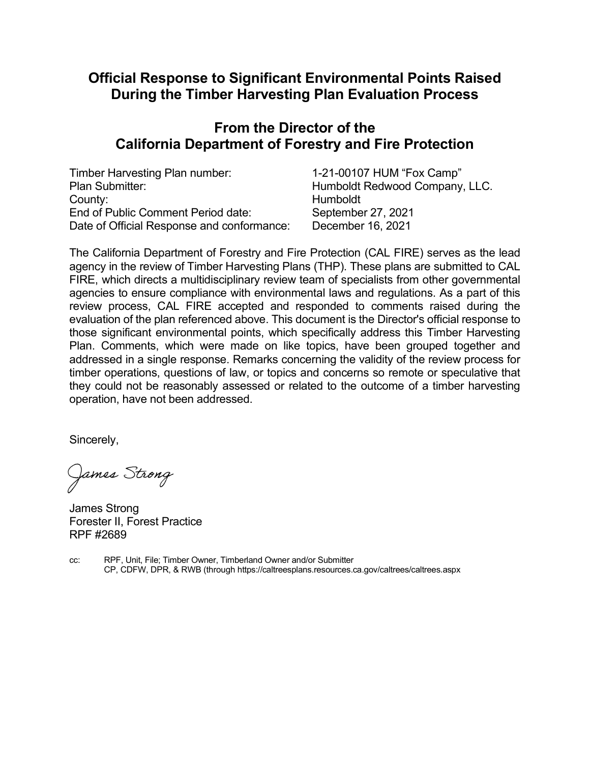# Official Response to Significant Environmental Points Raised During the Timber Harvesting Plan Evaluation Process

## From the Director of the California Department of Forestry and Fire Protection

| | |
|---|---|
| Timber Harvesting Plan number: | 1-21-00107 HUM "Fox Camp" |
| Plan Submitter: | Humboldt Redwood Company, LLC. |
| County: | Humboldt |
| End of Public Comment Period date: | September 27, 2021 |
| Date of Official Response and conformance: | December 16, 2021 |

The California Department of Forestry and Fire Protection (CAL FIRE) serves as the lead agency in the review of Timber Harvesting Plans (THP). These plans are submitted to CAL FIRE, which directs a multidisciplinary review team of specialists from other governmental agencies to ensure compliance with environmental laws and regulations. As a part of this review process, CAL FIRE accepted and responded to comments raised during the evaluation of the plan referenced above. This document is the Director's official response to those significant environmental points, which specifically address this Timber Harvesting Plan. Comments, which were made on like topics, have been grouped together and addressed in a single response. Remarks concerning the validity of the review process for timber operations, questions of law, or topics and concerns so remote or speculative that they could not be reasonably assessed or related to the outcome of a timber harvesting operation, have not been addressed.

Sincerely,

*James Strong*

James Strong
Forester II, Forest Practice
RPF #2689

cc: RPF, Unit, File; Timber Owner, Timberland Owner and/or Submitter
CP, CDFW, DPR, & RWB (through https://caltreesplans.resources.ca.gov/caltrees/caltrees.aspx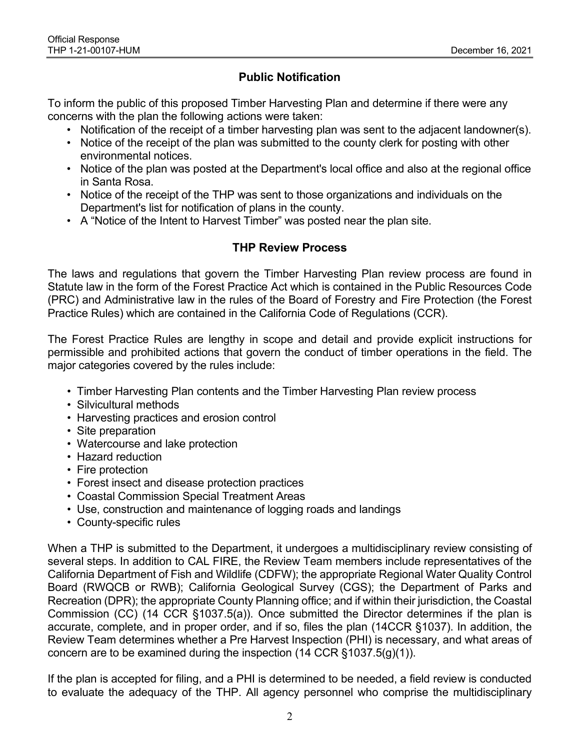## Public Notification

To inform the public of this proposed Timber Harvesting Plan and determine if there were any concerns with the plan the following actions were taken:

- Notification of the receipt of a timber harvesting plan was sent to the adjacent landowner(s).
- Notice of the receipt of the plan was submitted to the county clerk for posting with other environmental notices.
- Notice of the plan was posted at the Department's local office and also at the regional office in Santa Rosa.
- Notice of the receipt of the THP was sent to those organizations and individuals on the Department's list for notification of plans in the county.
- A "Notice of the Intent to Harvest Timber" was posted near the plan site.

## THP Review Process

The laws and regulations that govern the Timber Harvesting Plan review process are found in Statute law in the form of the Forest Practice Act which is contained in the Public Resources Code (PRC) and Administrative law in the rules of the Board of Forestry and Fire Protection (the Forest Practice Rules) which are contained in the California Code of Regulations (CCR).

The Forest Practice Rules are lengthy in scope and detail and provide explicit instructions for permissible and prohibited actions that govern the conduct of timber operations in the field. The major categories covered by the rules include:

- Timber Harvesting Plan contents and the Timber Harvesting Plan review process
- Silvicultural methods
- Harvesting practices and erosion control
- Site preparation
- Watercourse and lake protection
- Hazard reduction
- Fire protection
- Forest insect and disease protection practices
- Coastal Commission Special Treatment Areas
- Use, construction and maintenance of logging roads and landings
- County-specific rules

When a THP is submitted to the Department, it undergoes a multidisciplinary review consisting of several steps. In addition to CAL FIRE, the Review Team members include representatives of the California Department of Fish and Wildlife (CDFW); the appropriate Regional Water Quality Control Board (RWQCB or RWB); California Geological Survey (CGS); the Department of Parks and Recreation (DPR); the appropriate County Planning office; and if within their jurisdiction, the Coastal Commission (CC) (14 CCR §1037.5(a)). Once submitted the Director determines if the plan is accurate, complete, and in proper order, and if so, files the plan (14CCR §1037). In addition, the Review Team determines whether a Pre Harvest Inspection (PHI) is necessary, and what areas of concern are to be examined during the inspection (14 CCR §1037.5(g)(1)).

If the plan is accepted for filing, and a PHI is determined to be needed, a field review is conducted to evaluate the adequacy of the THP. All agency personnel who comprise the multidisciplinary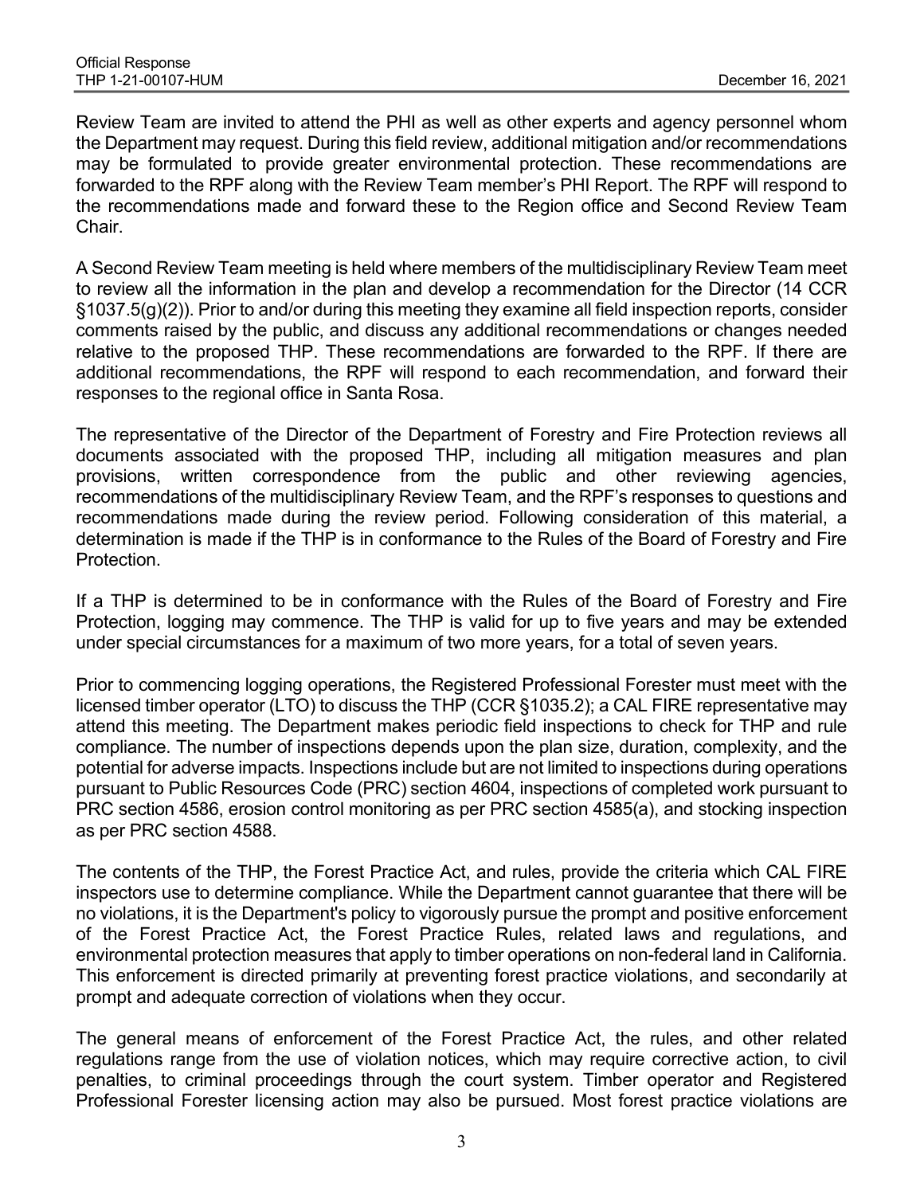Review Team are invited to attend the PHI as well as other experts and agency personnel whom the Department may request. During this field review, additional mitigation and/or recommendations may be formulated to provide greater environmental protection. These recommendations are forwarded to the RPF along with the Review Team member's PHI Report. The RPF will respond to the recommendations made and forward these to the Region office and Second Review Team Chair.

A Second Review Team meeting is held where members of the multidisciplinary Review Team meet to review all the information in the plan and develop a recommendation for the Director (14 CCR §1037.5(g)(2)). Prior to and/or during this meeting they examine all field inspection reports, consider comments raised by the public, and discuss any additional recommendations or changes needed relative to the proposed THP. These recommendations are forwarded to the RPF. If there are additional recommendations, the RPF will respond to each recommendation, and forward their responses to the regional office in Santa Rosa.

The representative of the Director of the Department of Forestry and Fire Protection reviews all documents associated with the proposed THP, including all mitigation measures and plan provisions, written correspondence from the public and other reviewing agencies, recommendations of the multidisciplinary Review Team, and the RPF's responses to questions and recommendations made during the review period. Following consideration of this material, a determination is made if the THP is in conformance to the Rules of the Board of Forestry and Fire Protection.

If a THP is determined to be in conformance with the Rules of the Board of Forestry and Fire Protection, logging may commence. The THP is valid for up to five years and may be extended under special circumstances for a maximum of two more years, for a total of seven years.

Prior to commencing logging operations, the Registered Professional Forester must meet with the licensed timber operator (LTO) to discuss the THP (CCR §1035.2); a CAL FIRE representative may attend this meeting. The Department makes periodic field inspections to check for THP and rule compliance. The number of inspections depends upon the plan size, duration, complexity, and the potential for adverse impacts. Inspections include but are not limited to inspections during operations pursuant to Public Resources Code (PRC) section 4604, inspections of completed work pursuant to PRC section 4586, erosion control monitoring as per PRC section 4585(a), and stocking inspection as per PRC section 4588.

The contents of the THP, the Forest Practice Act, and rules, provide the criteria which CAL FIRE inspectors use to determine compliance. While the Department cannot guarantee that there will be no violations, it is the Department's policy to vigorously pursue the prompt and positive enforcement of the Forest Practice Act, the Forest Practice Rules, related laws and regulations, and environmental protection measures that apply to timber operations on non-federal land in California. This enforcement is directed primarily at preventing forest practice violations, and secondarily at prompt and adequate correction of violations when they occur.

The general means of enforcement of the Forest Practice Act, the rules, and other related regulations range from the use of violation notices, which may require corrective action, to civil penalties, to criminal proceedings through the court system. Timber operator and Registered Professional Forester licensing action may also be pursued. Most forest practice violations are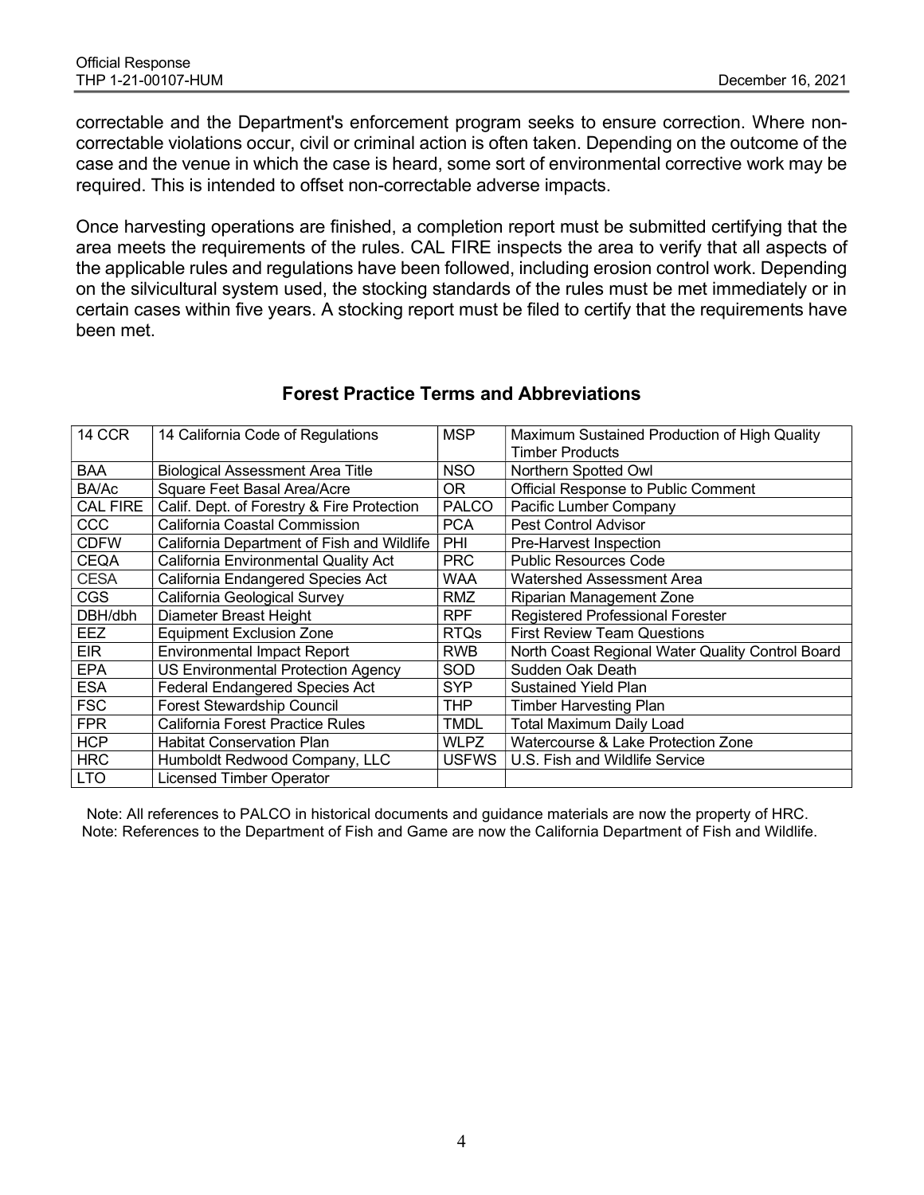correctable and the Department's enforcement program seeks to ensure correction. Where non-correctable violations occur, civil or criminal action is often taken. Depending on the outcome of the case and the venue in which the case is heard, some sort of environmental corrective work may be required. This is intended to offset non-correctable adverse impacts.

Once harvesting operations are finished, a completion report must be submitted certifying that the area meets the requirements of the rules. CAL FIRE inspects the area to verify that all aspects of the applicable rules and regulations have been followed, including erosion control work. Depending on the silvicultural system used, the stocking standards of the rules must be met immediately or in certain cases within five years. A stocking report must be filed to certify that the requirements have been met.

## Forest Practice Terms and Abbreviations

| | | | |
|---|---|---|---|
| 14 CCR | 14 California Code of Regulations | MSP | Maximum Sustained Production of High Quality Timber Products |
| BAA | Biological Assessment Area Title | NSO | Northern Spotted Owl |
| BA/Ac | Square Feet Basal Area/Acre | OR | Official Response to Public Comment |
| CAL FIRE | Calif. Dept. of Forestry & Fire Protection | PALCO | Pacific Lumber Company |
| CCC | California Coastal Commission | PCA | Pest Control Advisor |
| CDFW | California Department of Fish and Wildlife | PHI | Pre-Harvest Inspection |
| CEQA | California Environmental Quality Act | PRC | Public Resources Code |
| CESA | California Endangered Species Act | WAA | Watershed Assessment Area |
| CGS | California Geological Survey | RMZ | Riparian Management Zone |
| DBH/dbh | Diameter Breast Height | RPF | Registered Professional Forester |
| EEZ | Equipment Exclusion Zone | RTQs | First Review Team Questions |
| EIR | Environmental Impact Report | RWB | North Coast Regional Water Quality Control Board |
| EPA | US Environmental Protection Agency | SOD | Sudden Oak Death |
| ESA | Federal Endangered Species Act | SYP | Sustained Yield Plan |
| FSC | Forest Stewardship Council | THP | Timber Harvesting Plan |
| FPR | California Forest Practice Rules | TMDL | Total Maximum Daily Load |
| HCP | Habitat Conservation Plan | WLPZ | Watercourse & Lake Protection Zone |
| HRC | Humboldt Redwood Company, LLC | USFWS | U.S. Fish and Wildlife Service |
| LTO | Licensed Timber Operator | | |

Note: All references to PALCO in historical documents and guidance materials are now the property of HRC.
Note: References to the Department of Fish and Game are now the California Department of Fish and Wildlife.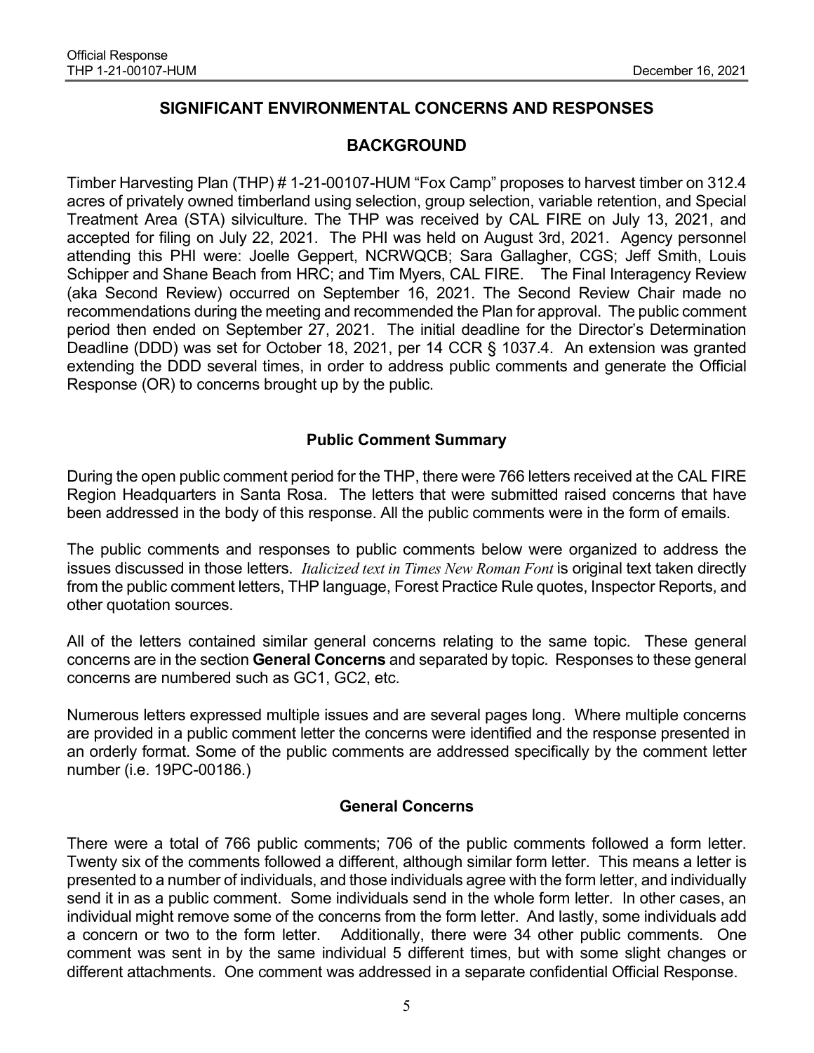## SIGNIFICANT ENVIRONMENTAL CONCERNS AND RESPONSES

## BACKGROUND

Timber Harvesting Plan (THP) # 1-21-00107-HUM "Fox Camp" proposes to harvest timber on 312.4 acres of privately owned timberland using selection, group selection, variable retention, and Special Treatment Area (STA) silviculture. The THP was received by CAL FIRE on July 13, 2021, and accepted for filing on July 22, 2021. The PHI was held on August 3rd, 2021. Agency personnel attending this PHI were: Joelle Geppert, NCRWQCB; Sara Gallagher, CGS; Jeff Smith, Louis Schipper and Shane Beach from HRC; and Tim Myers, CAL FIRE. The Final Interagency Review (aka Second Review) occurred on September 16, 2021. The Second Review Chair made no recommendations during the meeting and recommended the Plan for approval. The public comment period then ended on September 27, 2021. The initial deadline for the Director's Determination Deadline (DDD) was set for October 18, 2021, per 14 CCR § 1037.4. An extension was granted extending the DDD several times, in order to address public comments and generate the Official Response (OR) to concerns brought up by the public.

### Public Comment Summary

During the open public comment period for the THP, there were 766 letters received at the CAL FIRE Region Headquarters in Santa Rosa. The letters that were submitted raised concerns that have been addressed in the body of this response. All the public comments were in the form of emails.

The public comments and responses to public comments below were organized to address the issues discussed in those letters. *Italicized text in Times New Roman Font* is original text taken directly from the public comment letters, THP language, Forest Practice Rule quotes, Inspector Reports, and other quotation sources.

All of the letters contained similar general concerns relating to the same topic. These general concerns are in the section **General Concerns** and separated by topic. Responses to these general concerns are numbered such as GC1, GC2, etc.

Numerous letters expressed multiple issues and are several pages long. Where multiple concerns are provided in a public comment letter the concerns were identified and the response presented in an orderly format. Some of the public comments are addressed specifically by the comment letter number (i.e. 19PC-00186.)

### General Concerns

There were a total of 766 public comments; 706 of the public comments followed a form letter. Twenty six of the comments followed a different, although similar form letter. This means a letter is presented to a number of individuals, and those individuals agree with the form letter, and individually send it in as a public comment. Some individuals send in the whole form letter. In other cases, an individual might remove some of the concerns from the form letter. And lastly, some individuals add a concern or two to the form letter. Additionally, there were 34 other public comments. One comment was sent in by the same individual 5 different times, but with some slight changes or different attachments. One comment was addressed in a separate confidential Official Response.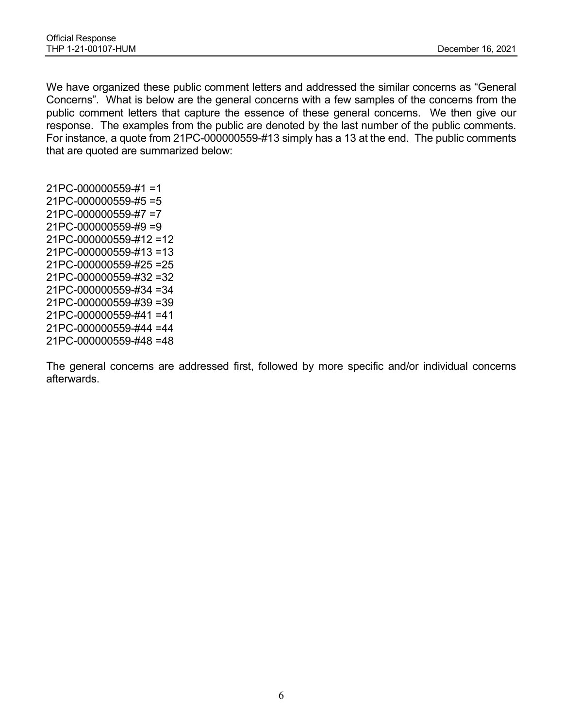We have organized these public comment letters and addressed the similar concerns as "General Concerns". What is below are the general concerns with a few samples of the concerns from the public comment letters that capture the essence of these general concerns. We then give our response. The examples from the public are denoted by the last number of the public comments. For instance, a quote from 21PC-000000559-#13 simply has a 13 at the end. The public comments that are quoted are summarized below:

21PC-000000559-#1 =1
21PC-000000559-#5 =5
21PC-000000559-#7 =7
21PC-000000559-#9 =9
21PC-000000559-#12 =12
21PC-000000559-#13 =13
21PC-000000559-#25 =25
21PC-000000559-#32 =32
21PC-000000559-#34 =34
21PC-000000559-#39 =39
21PC-000000559-#41 =41
21PC-000000559-#44 =44
21PC-000000559-#48 =48

The general concerns are addressed first, followed by more specific and/or individual concerns afterwards.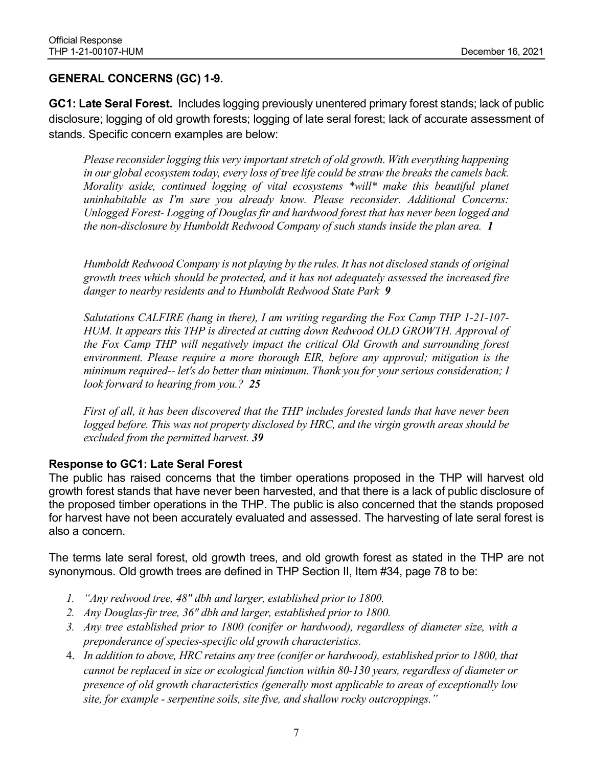## GENERAL CONCERNS (GC) 1-9.

**GC1: Late Seral Forest.** Includes logging previously unentered primary forest stands; lack of public disclosure; logging of old growth forests; logging of late seral forest; lack of accurate assessment of stands. Specific concern examples are below:

> *Please reconsider logging this very important stretch of old growth. With everything happening in our global ecosystem today, every loss of tree life could be straw the breaks the camels back. Morality aside, continued logging of vital ecosystems *will* make this beautiful planet uninhabitable as I'm sure you already know. Please reconsider. Additional Concerns: Unlogged Forest- Logging of Douglas fir and hardwood forest that has never been logged and the non-disclosure by Humboldt Redwood Company of such stands inside the plan area.* ***1***

> *Humboldt Redwood Company is not playing by the rules. It has not disclosed stands of original growth trees which should be protected, and it has not adequately assessed the increased fire danger to nearby residents and to Humboldt Redwood State Park* ***9***

> *Salutations CALFIRE (hang in there), I am writing regarding the Fox Camp THP 1-21-107-HUM. It appears this THP is directed at cutting down Redwood OLD GROWTH. Approval of the Fox Camp THP will negatively impact the critical Old Growth and surrounding forest environment. Please require a more thorough EIR, before any approval; mitigation is the minimum required-- let's do better than minimum. Thank you for your serious consideration; I look forward to hearing from you.?* ***25***

> *First of all, it has been discovered that the THP includes forested lands that have never been logged before. This was not property disclosed by HRC, and the virgin growth areas should be excluded from the permitted harvest.* ***39***

### Response to GC1: Late Seral Forest

The public has raised concerns that the timber operations proposed in the THP will harvest old growth forest stands that have never been harvested, and that there is a lack of public disclosure of the proposed timber operations in the THP. The public is also concerned that the stands proposed for harvest have not been accurately evaluated and assessed. The harvesting of late seral forest is also a concern.

The terms late seral forest, old growth trees, and old growth forest as stated in the THP are not synonymous. Old growth trees are defined in THP Section II, Item #34, page 78 to be:

1. *"Any redwood tree, 48" dbh and larger, established prior to 1800.*
2. *Any Douglas-fir tree, 36" dbh and larger, established prior to 1800.*
3. *Any tree established prior to 1800 (conifer or hardwood), regardless of diameter size, with a preponderance of species-specific old growth characteristics.*
4. *In addition to above, HRC retains any tree (conifer or hardwood), established prior to 1800, that cannot be replaced in size or ecological function within 80-130 years, regardless of diameter or presence of old growth characteristics (generally most applicable to areas of exceptionally low site, for example - serpentine soils, site five, and shallow rocky outcroppings."*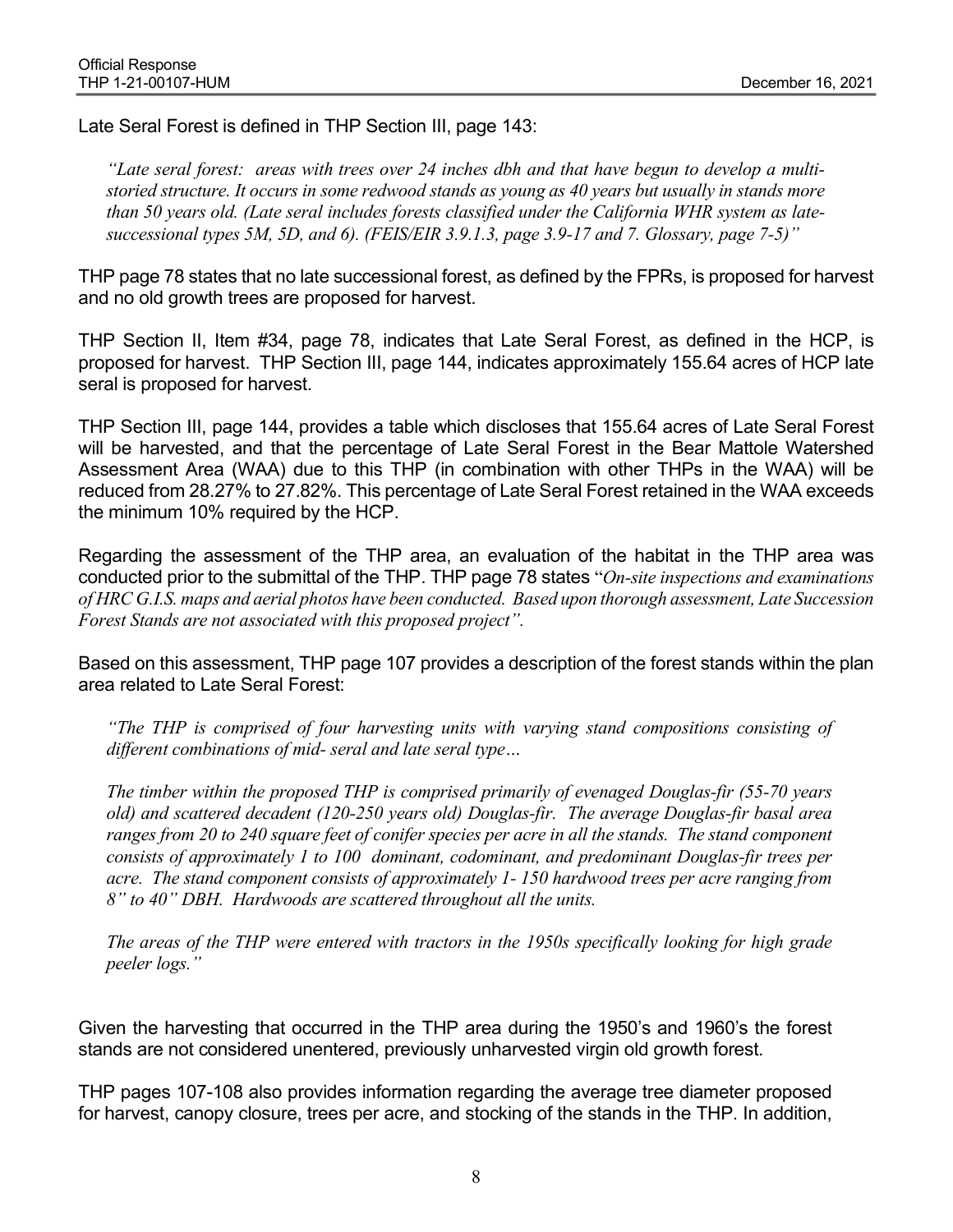Late Seral Forest is defined in THP Section III, page 143:

> *"Late seral forest: areas with trees over 24 inches dbh and that have begun to develop a multi-storied structure. It occurs in some redwood stands as young as 40 years but usually in stands more than 50 years old. (Late seral includes forests classified under the California WHR system as late-successional types 5M, 5D, and 6). (FEIS/EIR 3.9.1.3, page 3.9-17 and 7. Glossary, page 7-5)"*

THP page 78 states that no late successional forest, as defined by the FPRs, is proposed for harvest and no old growth trees are proposed for harvest.

THP Section II, Item #34, page 78, indicates that Late Seral Forest, as defined in the HCP, is proposed for harvest. THP Section III, page 144, indicates approximately 155.64 acres of HCP late seral is proposed for harvest.

THP Section III, page 144, provides a table which discloses that 155.64 acres of Late Seral Forest will be harvested, and that the percentage of Late Seral Forest in the Bear Mattole Watershed Assessment Area (WAA) due to this THP (in combination with other THPs in the WAA) will be reduced from 28.27% to 27.82%. This percentage of Late Seral Forest retained in the WAA exceeds the minimum 10% required by the HCP.

Regarding the assessment of the THP area, an evaluation of the habitat in the THP area was conducted prior to the submittal of the THP. THP page 78 states "*On-site inspections and examinations of HRC G.I.S. maps and aerial photos have been conducted. Based upon thorough assessment, Late Succession Forest Stands are not associated with this proposed project".*

Based on this assessment, THP page 107 provides a description of the forest stands within the plan area related to Late Seral Forest:

> *"The THP is comprised of four harvesting units with varying stand compositions consisting of different combinations of mid- seral and late seral type…*
>
> *The timber within the proposed THP is comprised primarily of evenaged Douglas-fir (55-70 years old) and scattered decadent (120-250 years old) Douglas-fir. The average Douglas-fir basal area ranges from 20 to 240 square feet of conifer species per acre in all the stands. The stand component consists of approximately 1 to 100 dominant, codominant, and predominant Douglas-fir trees per acre. The stand component consists of approximately 1- 150 hardwood trees per acre ranging from 8" to 40" DBH. Hardwoods are scattered throughout all the units.*
>
> *The areas of the THP were entered with tractors in the 1950s specifically looking for high grade peeler logs."*

Given the harvesting that occurred in the THP area during the 1950's and 1960's the forest stands are not considered unentered, previously unharvested virgin old growth forest.

THP pages 107-108 also provides information regarding the average tree diameter proposed for harvest, canopy closure, trees per acre, and stocking of the stands in the THP. In addition,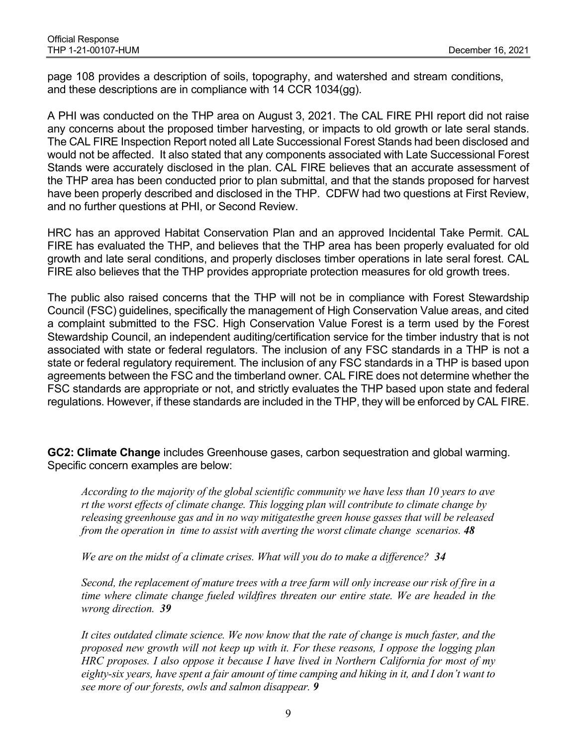page 108 provides a description of soils, topography, and watershed and stream conditions, and these descriptions are in compliance with 14 CCR 1034(gg).

A PHI was conducted on the THP area on August 3, 2021. The CAL FIRE PHI report did not raise any concerns about the proposed timber harvesting, or impacts to old growth or late seral stands. The CAL FIRE Inspection Report noted all Late Successional Forest Stands had been disclosed and would not be affected. It also stated that any components associated with Late Successional Forest Stands were accurately disclosed in the plan. CAL FIRE believes that an accurate assessment of the THP area has been conducted prior to plan submittal, and that the stands proposed for harvest have been properly described and disclosed in the THP. CDFW had two questions at First Review, and no further questions at PHI, or Second Review.

HRC has an approved Habitat Conservation Plan and an approved Incidental Take Permit. CAL FIRE has evaluated the THP, and believes that the THP area has been properly evaluated for old growth and late seral conditions, and properly discloses timber operations in late seral forest. CAL FIRE also believes that the THP provides appropriate protection measures for old growth trees.

The public also raised concerns that the THP will not be in compliance with Forest Stewardship Council (FSC) guidelines, specifically the management of High Conservation Value areas, and cited a complaint submitted to the FSC. High Conservation Value Forest is a term used by the Forest Stewardship Council, an independent auditing/certification service for the timber industry that is not associated with state or federal regulators. The inclusion of any FSC standards in a THP is not a state or federal regulatory requirement. The inclusion of any FSC standards in a THP is based upon agreements between the FSC and the timberland owner. CAL FIRE does not determine whether the FSC standards are appropriate or not, and strictly evaluates the THP based upon state and federal regulations. However, if these standards are included in the THP, they will be enforced by CAL FIRE.

**GC2: Climate Change** includes Greenhouse gases, carbon sequestration and global warming. Specific concern examples are below:

> *According to the majority of the global scientific community we have less than 10 years to ave rt the worst effects of climate change. This logging plan will contribute to climate change by releasing greenhouse gas and in no way mitigatesthe green house gasses that will be released from the operation in time to assist with averting the worst climate change scenarios.* ***48***

> *We are on the midst of a climate crises. What will you do to make a difference?* ***34***

> *Second, the replacement of mature trees with a tree farm will only increase our risk of fire in a time where climate change fueled wildfires threaten our entire state. We are headed in the wrong direction.* ***39***

> *It cites outdated climate science. We now know that the rate of change is much faster, and the proposed new growth will not keep up with it. For these reasons, I oppose the logging plan HRC proposes. I also oppose it because I have lived in Northern California for most of my eighty-six years, have spent a fair amount of time camping and hiking in it, and I don't want to see more of our forests, owls and salmon disappear.* ***9***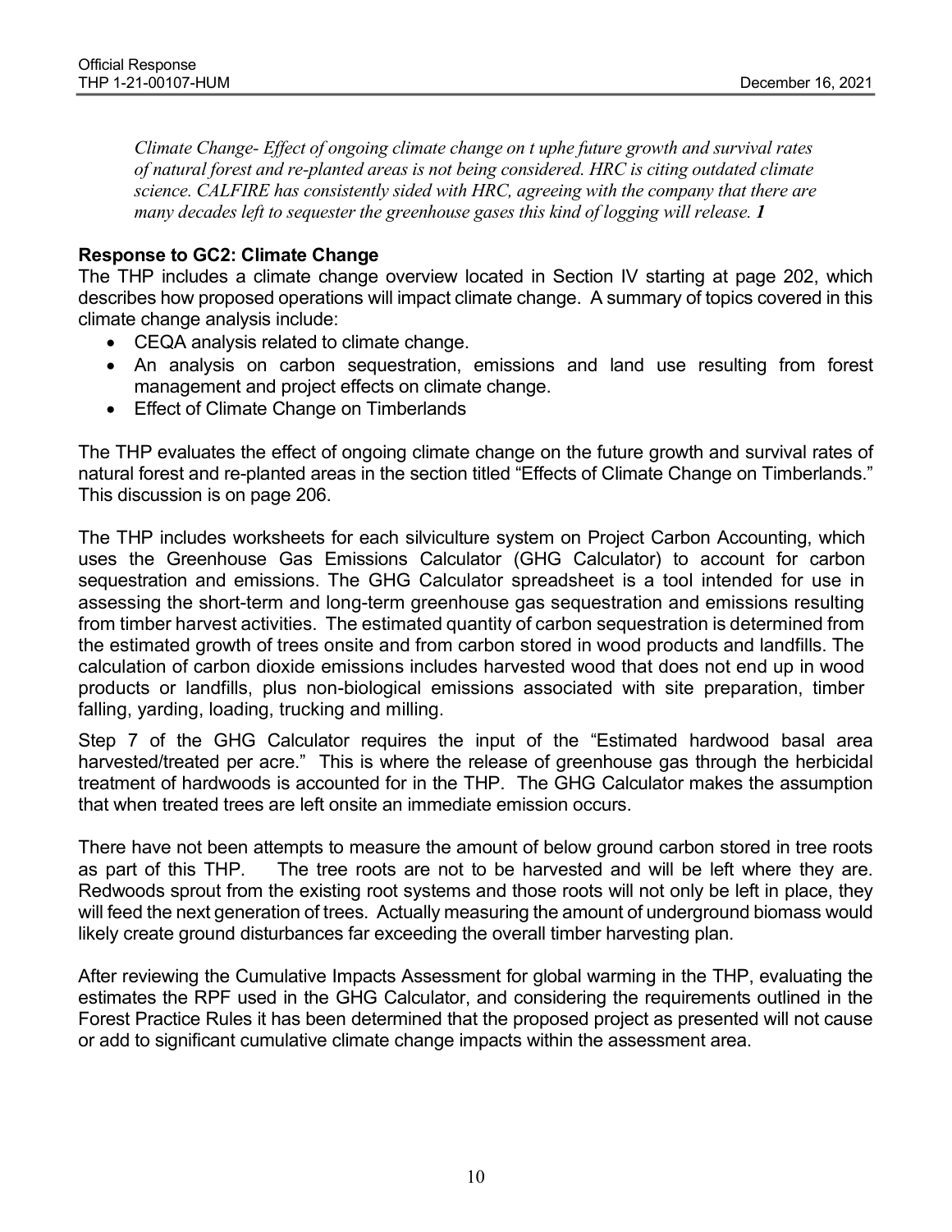*Climate Change- Effect of ongoing climate change on t uphe future growth and survival rates of natural forest and re-planted areas is not being considered. HRC is citing outdated climate science. CALFIRE has consistently sided with HRC, agreeing with the company that there are many decades left to sequester the greenhouse gases this kind of logging will release.* ***1***

**Response to GC2: Climate Change**

The THP includes a climate change overview located in Section IV starting at page 202, which describes how proposed operations will impact climate change. A summary of topics covered in this climate change analysis include:

- CEQA analysis related to climate change.
- An analysis on carbon sequestration, emissions and land use resulting from forest management and project effects on climate change.
- Effect of Climate Change on Timberlands

The THP evaluates the effect of ongoing climate change on the future growth and survival rates of natural forest and re-planted areas in the section titled "Effects of Climate Change on Timberlands." This discussion is on page 206.

The THP includes worksheets for each silviculture system on Project Carbon Accounting, which uses the Greenhouse Gas Emissions Calculator (GHG Calculator) to account for carbon sequestration and emissions. The GHG Calculator spreadsheet is a tool intended for use in assessing the short-term and long-term greenhouse gas sequestration and emissions resulting from timber harvest activities. The estimated quantity of carbon sequestration is determined from the estimated growth of trees onsite and from carbon stored in wood products and landfills. The calculation of carbon dioxide emissions includes harvested wood that does not end up in wood products or landfills, plus non-biological emissions associated with site preparation, timber falling, yarding, loading, trucking and milling.

Step 7 of the GHG Calculator requires the input of the "Estimated hardwood basal area harvested/treated per acre." This is where the release of greenhouse gas through the herbicidal treatment of hardwoods is accounted for in the THP. The GHG Calculator makes the assumption that when treated trees are left onsite an immediate emission occurs.

There have not been attempts to measure the amount of below ground carbon stored in tree roots as part of this THP. The tree roots are not to be harvested and will be left where they are. Redwoods sprout from the existing root systems and those roots will not only be left in place, they will feed the next generation of trees. Actually measuring the amount of underground biomass would likely create ground disturbances far exceeding the overall timber harvesting plan.

After reviewing the Cumulative Impacts Assessment for global warming in the THP, evaluating the estimates the RPF used in the GHG Calculator, and considering the requirements outlined in the Forest Practice Rules it has been determined that the proposed project as presented will not cause or add to significant cumulative climate change impacts within the assessment area.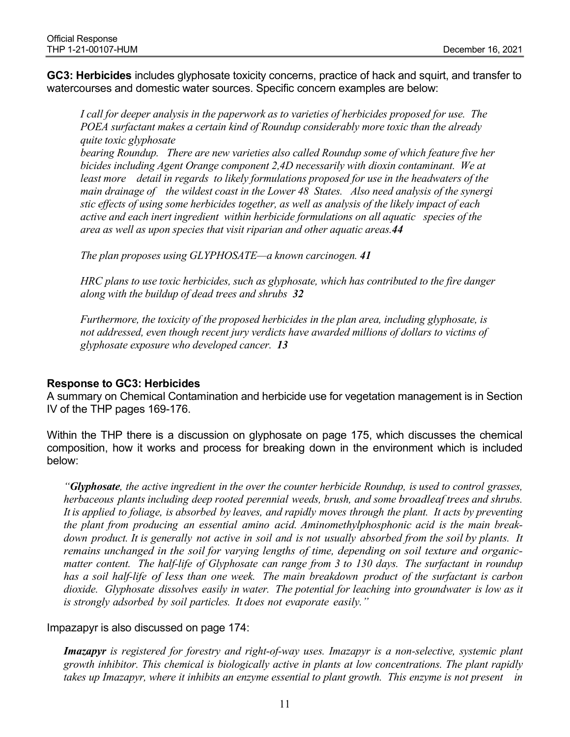**GC3: Herbicides** includes glyphosate toxicity concerns, practice of hack and squirt, and transfer to watercourses and domestic water sources. Specific concern examples are below:

> *I call for deeper analysis in the paperwork as to varieties of herbicides proposed for use. The POEA surfactant makes a certain kind of Roundup considerably more toxic than the already quite toxic glyphosate bearing Roundup. There are new varieties also called Roundup some of which feature five her bicides including Agent Orange component 2,4D necessarily with dioxin contaminant. We at least more detail in regards to likely formulations proposed for use in the headwaters of the main drainage of the wildest coast in the Lower 48 States. Also need analysis of the synergi stic effects of using some herbicides together, as well as analysis of the likely impact of each active and each inert ingredient within herbicide formulations on all aquatic species of the area as well as upon species that visit riparian and other aquatic areas.* ***44***
>
> *The plan proposes using GLYPHOSATE—a known carcinogen.* ***41***
>
> *HRC plans to use toxic herbicides, such as glyphosate, which has contributed to the fire danger along with the buildup of dead trees and shrubs* ***32***
>
> *Furthermore, the toxicity of the proposed herbicides in the plan area, including glyphosate, is not addressed, even though recent jury verdicts have awarded millions of dollars to victims of glyphosate exposure who developed cancer.* ***13***

**Response to GC3: Herbicides**

A summary on Chemical Contamination and herbicide use for vegetation management is in Section IV of the THP pages 169-176.

Within the THP there is a discussion on glyphosate on page 175, which discusses the chemical composition, how it works and process for breaking down in the environment which is included below:

> *"**Glyphosate**, the active ingredient in the over the counter herbicide Roundup, is used to control grasses, herbaceous plants including deep rooted perennial weeds, brush, and some broadleaf trees and shrubs. It is applied to foliage, is absorbed by leaves, and rapidly moves through the plant. It acts by preventing the plant from producing an essential amino acid. Aminomethylphosphonic acid is the main break-down product. It is generally not active in soil and is not usually absorbed from the soil by plants. It remains unchanged in the soil for varying lengths of time, depending on soil texture and organic-matter content. The half-life of Glyphosate can range from 3 to 130 days. The surfactant in roundup has a soil half-life of less than one week. The main breakdown product of the surfactant is carbon dioxide. Glyphosate dissolves easily in water. The potential for leaching into groundwater is low as it is strongly adsorbed by soil particles. It does not evaporate easily."*

Impazapyr is also discussed on page 174:

> ***Imazapyr*** *is registered for forestry and right-of-way uses. Imazapyr is a non-selective, systemic plant growth inhibitor. This chemical is biologically active in plants at low concentrations. The plant rapidly takes up Imazapyr, where it inhibits an enzyme essential to plant growth. This enzyme is not present in*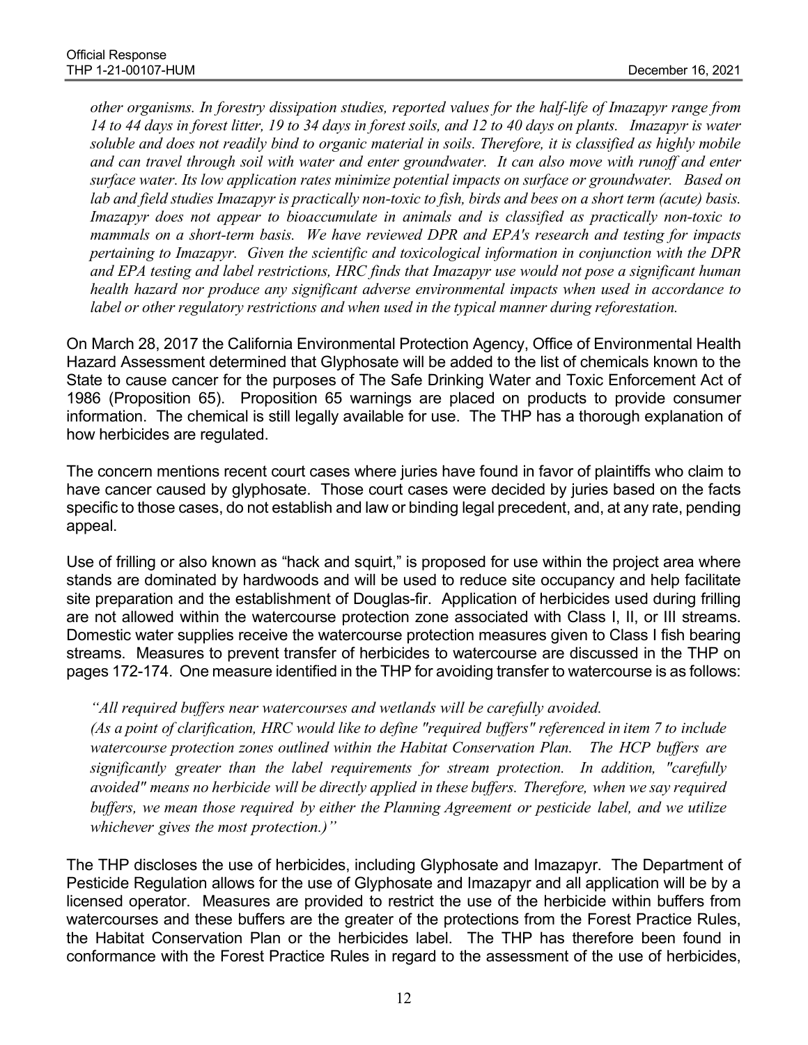*other organisms. In forestry dissipation studies, reported values for the half-life of Imazapyr range from 14 to 44 days in forest litter, 19 to 34 days in forest soils, and 12 to 40 days on plants. Imazapyr is water soluble and does not readily bind to organic material in soils. Therefore, it is classified as highly mobile and can travel through soil with water and enter groundwater. It can also move with runoff and enter surface water. Its low application rates minimize potential impacts on surface or groundwater. Based on lab and field studies Imazapyr is practically non-toxic to fish, birds and bees on a short term (acute) basis. Imazapyr does not appear to bioaccumulate in animals and is classified as practically non-toxic to mammals on a short-term basis. We have reviewed DPR and EPA's research and testing for impacts pertaining to Imazapyr. Given the scientific and toxicological information in conjunction with the DPR and EPA testing and label restrictions, HRC finds that Imazapyr use would not pose a significant human health hazard nor produce any significant adverse environmental impacts when used in accordance to label or other regulatory restrictions and when used in the typical manner during reforestation.*

On March 28, 2017 the California Environmental Protection Agency, Office of Environmental Health Hazard Assessment determined that Glyphosate will be added to the list of chemicals known to the State to cause cancer for the purposes of The Safe Drinking Water and Toxic Enforcement Act of 1986 (Proposition 65). Proposition 65 warnings are placed on products to provide consumer information. The chemical is still legally available for use. The THP has a thorough explanation of how herbicides are regulated.

The concern mentions recent court cases where juries have found in favor of plaintiffs who claim to have cancer caused by glyphosate. Those court cases were decided by juries based on the facts specific to those cases, do not establish and law or binding legal precedent, and, at any rate, pending appeal.

Use of frilling or also known as "hack and squirt," is proposed for use within the project area where stands are dominated by hardwoods and will be used to reduce site occupancy and help facilitate site preparation and the establishment of Douglas-fir. Application of herbicides used during frilling are not allowed within the watercourse protection zone associated with Class I, II, or III streams. Domestic water supplies receive the watercourse protection measures given to Class I fish bearing streams. Measures to prevent transfer of herbicides to watercourse are discussed in the THP on pages 172-174. One measure identified in the THP for avoiding transfer to watercourse is as follows:

*"All required buffers near watercourses and wetlands will be carefully avoided.*
*(As a point of clarification, HRC would like to define "required buffers" referenced in item 7 to include watercourse protection zones outlined within the Habitat Conservation Plan. The HCP buffers are significantly greater than the label requirements for stream protection. In addition, "carefully avoided" means no herbicide will be directly applied in these buffers. Therefore, when we say required buffers, we mean those required by either the Planning Agreement or pesticide label, and we utilize whichever gives the most protection.)"*

The THP discloses the use of herbicides, including Glyphosate and Imazapyr. The Department of Pesticide Regulation allows for the use of Glyphosate and Imazapyr and all application will be by a licensed operator. Measures are provided to restrict the use of the herbicide within buffers from watercourses and these buffers are the greater of the protections from the Forest Practice Rules, the Habitat Conservation Plan or the herbicides label. The THP has therefore been found in conformance with the Forest Practice Rules in regard to the assessment of the use of herbicides,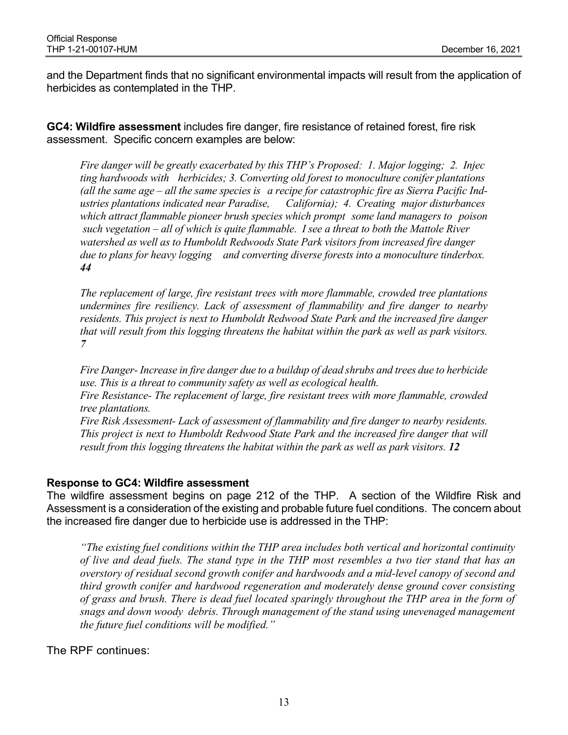and the Department finds that no significant environmental impacts will result from the application of herbicides as contemplated in the THP.

**GC4: Wildfire assessment** includes fire danger, fire resistance of retained forest, fire risk assessment. Specific concern examples are below:

> *Fire danger will be greatly exacerbated by this THP's Proposed: 1. Major logging; 2. Injec ting hardwoods with herbicides; 3. Converting old forest to monoculture conifer plantations (all the same age – all the same species is a recipe for catastrophic fire as Sierra Pacific Ind- ustries plantations indicated near Paradise, California); 4. Creating major disturbances which attract flammable pioneer brush species which prompt some land managers to poison such vegetation – all of which is quite flammable. I see a threat to both the Mattole River watershed as well as to Humboldt Redwoods State Park visitors from increased fire danger due to plans for heavy logging and converting diverse forests into a monoculture tinderbox.* ***44***

> *The replacement of large, fire resistant trees with more flammable, crowded tree plantations undermines fire resiliency. Lack of assessment of flammability and fire danger to nearby residents. This project is next to Humboldt Redwood State Park and the increased fire danger that will result from this logging threatens the habitat within the park as well as park visitors.* ***7***

> *Fire Danger- Increase in fire danger due to a buildup of dead shrubs and trees due to herbicide use. This is a threat to community safety as well as ecological health.*
> *Fire Resistance- The replacement of large, fire resistant trees with more flammable, crowded tree plantations.*
> *Fire Risk Assessment- Lack of assessment of flammability and fire danger to nearby residents. This project is next to Humboldt Redwood State Park and the increased fire danger that will result from this logging threatens the habitat within the park as well as park visitors.* ***12***

### Response to GC4: Wildfire assessment

The wildfire assessment begins on page 212 of the THP. A section of the Wildfire Risk and Assessment is a consideration of the existing and probable future fuel conditions. The concern about the increased fire danger due to herbicide use is addressed in the THP:

> *"The existing fuel conditions within the THP area includes both vertical and horizontal continuity of live and dead fuels. The stand type in the THP most resembles a two tier stand that has an overstory of residual second growth conifer and hardwoods and a mid-level canopy of second and third growth conifer and hardwood regeneration and moderately dense ground cover consisting of grass and brush. There is dead fuel located sparingly throughout the THP area in the form of snags and down woody debris. Through management of the stand using unevenaged management the future fuel conditions will be modified."*

The RPF continues: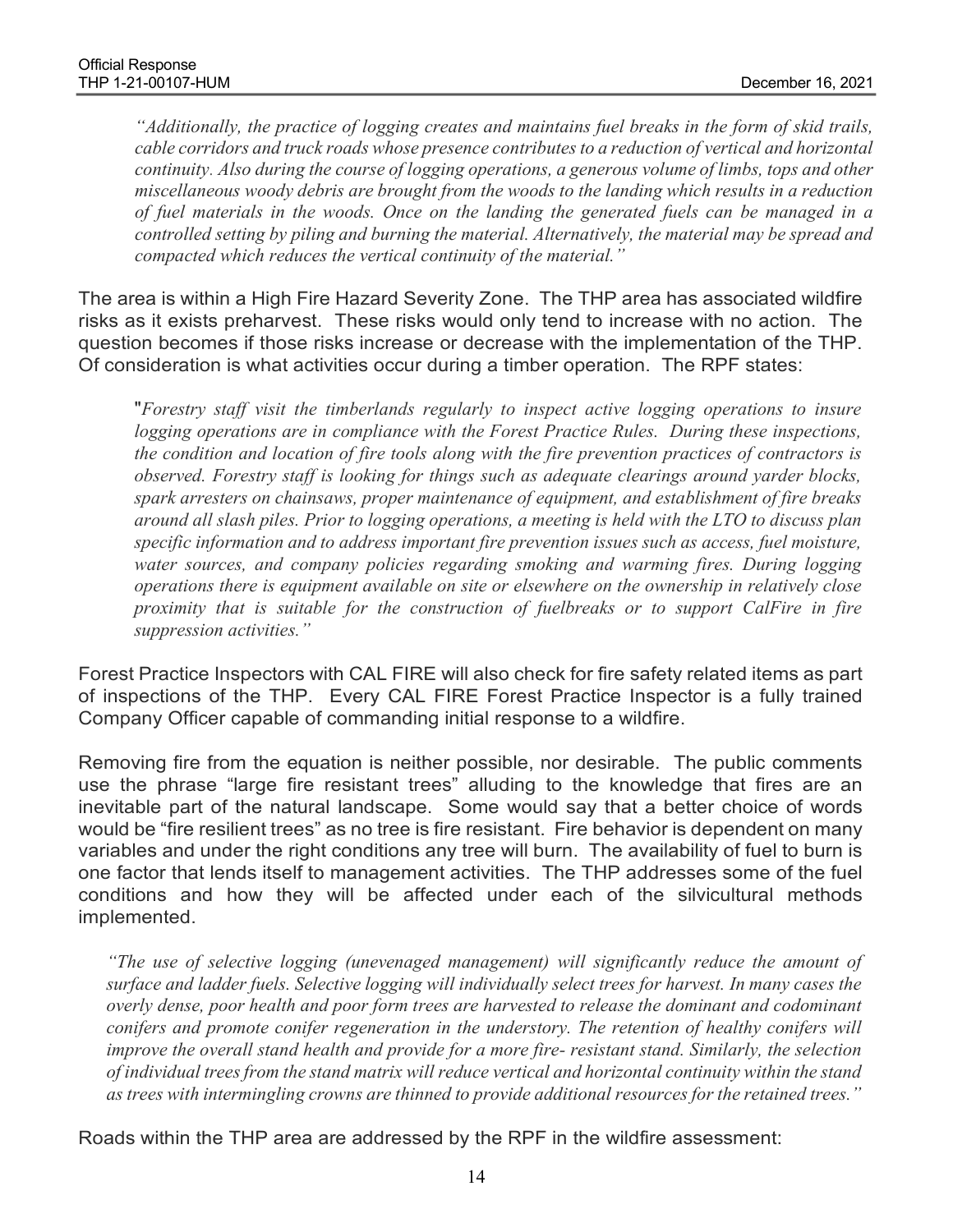*"Additionally, the practice of logging creates and maintains fuel breaks in the form of skid trails, cable corridors and truck roads whose presence contributes to a reduction of vertical and horizontal continuity. Also during the course of logging operations, a generous volume of limbs, tops and other miscellaneous woody debris are brought from the woods to the landing which results in a reduction of fuel materials in the woods. Once on the landing the generated fuels can be managed in a controlled setting by piling and burning the material. Alternatively, the material may be spread and compacted which reduces the vertical continuity of the material."*

The area is within a High Fire Hazard Severity Zone. The THP area has associated wildfire risks as it exists preharvest. These risks would only tend to increase with no action. The question becomes if those risks increase or decrease with the implementation of the THP. Of consideration is what activities occur during a timber operation. The RPF states:

"*Forestry staff visit the timberlands regularly to inspect active logging operations to insure logging operations are in compliance with the Forest Practice Rules. During these inspections, the condition and location of fire tools along with the fire prevention practices of contractors is observed. Forestry staff is looking for things such as adequate clearings around yarder blocks, spark arresters on chainsaws, proper maintenance of equipment, and establishment of fire breaks around all slash piles. Prior to logging operations, a meeting is held with the LTO to discuss plan specific information and to address important fire prevention issues such as access, fuel moisture, water sources, and company policies regarding smoking and warming fires. During logging operations there is equipment available on site or elsewhere on the ownership in relatively close proximity that is suitable for the construction of fuelbreaks or to support CalFire in fire suppression activities."*

Forest Practice Inspectors with CAL FIRE will also check for fire safety related items as part of inspections of the THP. Every CAL FIRE Forest Practice Inspector is a fully trained Company Officer capable of commanding initial response to a wildfire.

Removing fire from the equation is neither possible, nor desirable. The public comments use the phrase "large fire resistant trees" alluding to the knowledge that fires are an inevitable part of the natural landscape. Some would say that a better choice of words would be "fire resilient trees" as no tree is fire resistant. Fire behavior is dependent on many variables and under the right conditions any tree will burn. The availability of fuel to burn is one factor that lends itself to management activities. The THP addresses some of the fuel conditions and how they will be affected under each of the silvicultural methods implemented.

*"The use of selective logging (unevenaged management) will significantly reduce the amount of surface and ladder fuels. Selective logging will individually select trees for harvest. In many cases the overly dense, poor health and poor form trees are harvested to release the dominant and codominant conifers and promote conifer regeneration in the understory. The retention of healthy conifers will improve the overall stand health and provide for a more fire- resistant stand. Similarly, the selection of individual trees from the stand matrix will reduce vertical and horizontal continuity within the stand as trees with intermingling crowns are thinned to provide additional resources for the retained trees."*

Roads within the THP area are addressed by the RPF in the wildfire assessment: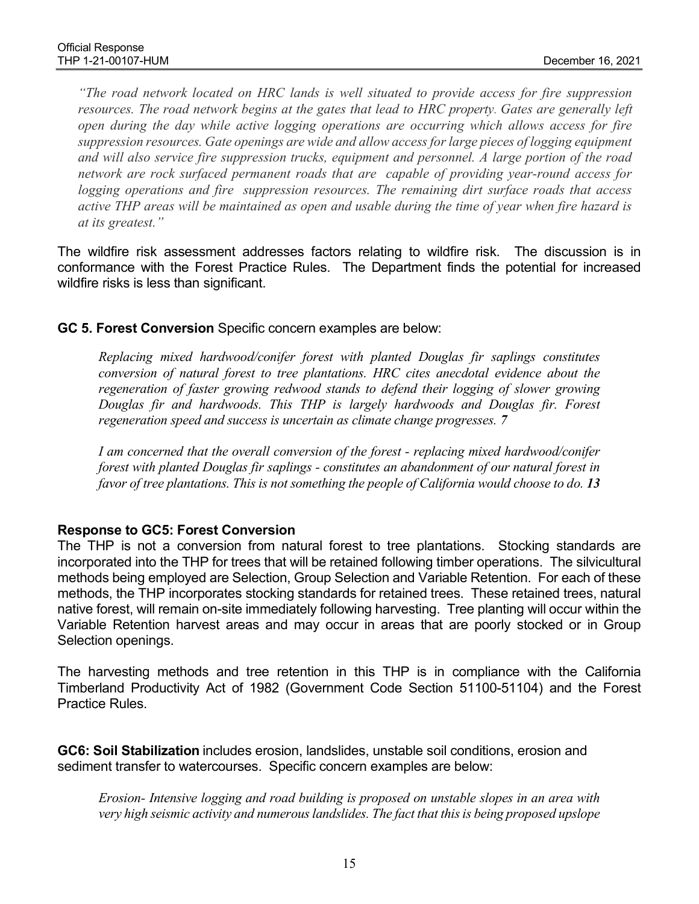*"The road network located on HRC lands is well situated to provide access for fire suppression resources. The road network begins at the gates that lead to HRC property. Gates are generally left open during the day while active logging operations are occurring which allows access for fire suppression resources. Gate openings are wide and allow access for large pieces of logging equipment and will also service fire suppression trucks, equipment and personnel. A large portion of the road network are rock surfaced permanent roads that are capable of providing year-round access for logging operations and fire suppression resources. The remaining dirt surface roads that access active THP areas will be maintained as open and usable during the time of year when fire hazard is at its greatest."*

The wildfire risk assessment addresses factors relating to wildfire risk. The discussion is in conformance with the Forest Practice Rules. The Department finds the potential for increased wildfire risks is less than significant.

**GC 5. Forest Conversion** Specific concern examples are below:

> *Replacing mixed hardwood/conifer forest with planted Douglas fir saplings constitutes conversion of natural forest to tree plantations. HRC cites anecdotal evidence about the regeneration of faster growing redwood stands to defend their logging of slower growing Douglas fir and hardwoods. This THP is largely hardwoods and Douglas fir. Forest regeneration speed and success is uncertain as climate change progresses.* ***7***
>
> *I am concerned that the overall conversion of the forest - replacing mixed hardwood/conifer forest with planted Douglas fir saplings - constitutes an abandonment of our natural forest in favor of tree plantations. This is not something the people of California would choose to do.* ***13***

### Response to GC5: Forest Conversion

The THP is not a conversion from natural forest to tree plantations. Stocking standards are incorporated into the THP for trees that will be retained following timber operations. The silvicultural methods being employed are Selection, Group Selection and Variable Retention. For each of these methods, the THP incorporates stocking standards for retained trees. These retained trees, natural native forest, will remain on-site immediately following harvesting. Tree planting will occur within the Variable Retention harvest areas and may occur in areas that are poorly stocked or in Group Selection openings.

The harvesting methods and tree retention in this THP is in compliance with the California Timberland Productivity Act of 1982 (Government Code Section 51100-51104) and the Forest Practice Rules.

**GC6: Soil Stabilization** includes erosion, landslides, unstable soil conditions, erosion and sediment transfer to watercourses. Specific concern examples are below:

> *Erosion- Intensive logging and road building is proposed on unstable slopes in an area with very high seismic activity and numerous landslides. The fact that this is being proposed upslope*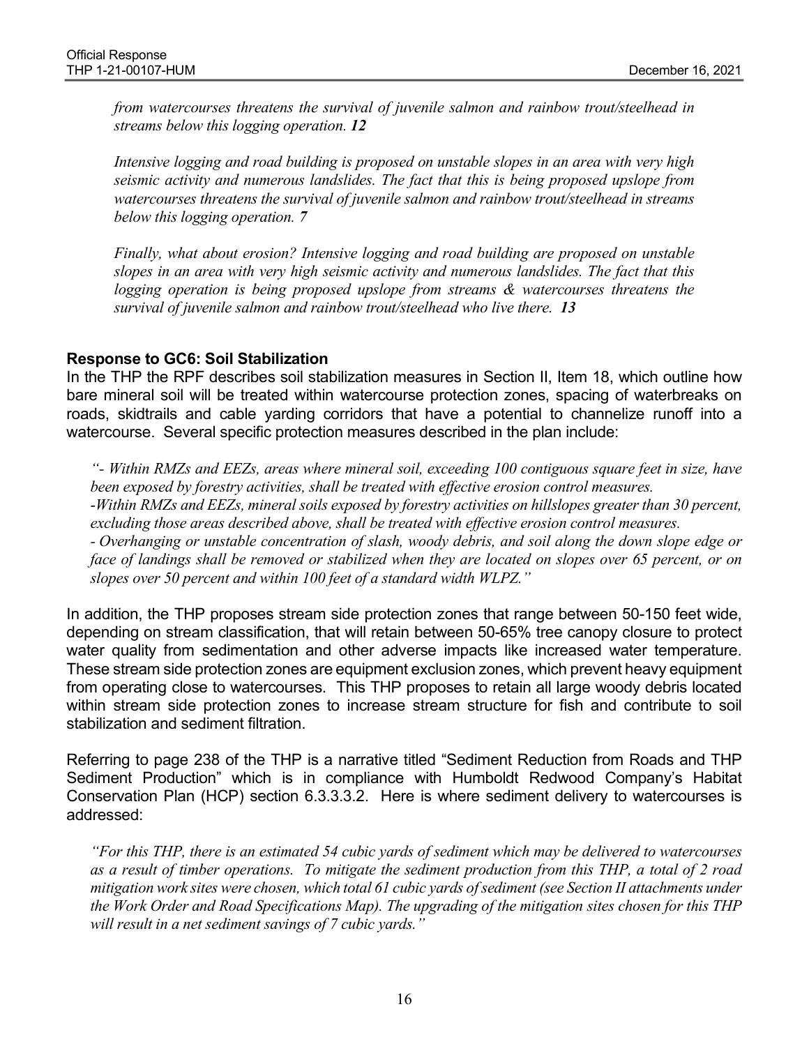*from watercourses threatens the survival of juvenile salmon and rainbow trout/steelhead in streams below this logging operation.* ***12***

*Intensive logging and road building is proposed on unstable slopes in an area with very high seismic activity and numerous landslides. The fact that this is being proposed upslope from watercourses threatens the survival of juvenile salmon and rainbow trout/steelhead in streams below this logging operation. 7*

*Finally, what about erosion? Intensive logging and road building are proposed on unstable slopes in an area with very high seismic activity and numerous landslides. The fact that this logging operation is being proposed upslope from streams & watercourses threatens the survival of juvenile salmon and rainbow trout/steelhead who live there.* ***13***

### Response to GC6: Soil Stabilization

In the THP the RPF describes soil stabilization measures in Section II, Item 18, which outline how bare mineral soil will be treated within watercourse protection zones, spacing of waterbreaks on roads, skidtrails and cable yarding corridors that have a potential to channelize runoff into a watercourse. Several specific protection measures described in the plan include:

*"- Within RMZs and EEZs, areas where mineral soil, exceeding 100 contiguous square feet in size, have been exposed by forestry activities, shall be treated with effective erosion control measures.*
*-Within RMZs and EEZs, mineral soils exposed by forestry activities on hillslopes greater than 30 percent, excluding those areas described above, shall be treated with effective erosion control measures.*
*- Overhanging or unstable concentration of slash, woody debris, and soil along the down slope edge or face of landings shall be removed or stabilized when they are located on slopes over 65 percent, or on slopes over 50 percent and within 100 feet of a standard width WLPZ."*

In addition, the THP proposes stream side protection zones that range between 50-150 feet wide, depending on stream classification, that will retain between 50-65% tree canopy closure to protect water quality from sedimentation and other adverse impacts like increased water temperature. These stream side protection zones are equipment exclusion zones, which prevent heavy equipment from operating close to watercourses. This THP proposes to retain all large woody debris located within stream side protection zones to increase stream structure for fish and contribute to soil stabilization and sediment filtration.

Referring to page 238 of the THP is a narrative titled "Sediment Reduction from Roads and THP Sediment Production" which is in compliance with Humboldt Redwood Company's Habitat Conservation Plan (HCP) section 6.3.3.3.2. Here is where sediment delivery to watercourses is addressed:

*"For this THP, there is an estimated 54 cubic yards of sediment which may be delivered to watercourses as a result of timber operations. To mitigate the sediment production from this THP, a total of 2 road mitigation work sites were chosen, which total 61 cubic yards of sediment (see Section II attachments under the Work Order and Road Specifications Map). The upgrading of the mitigation sites chosen for this THP will result in a net sediment savings of 7 cubic yards."*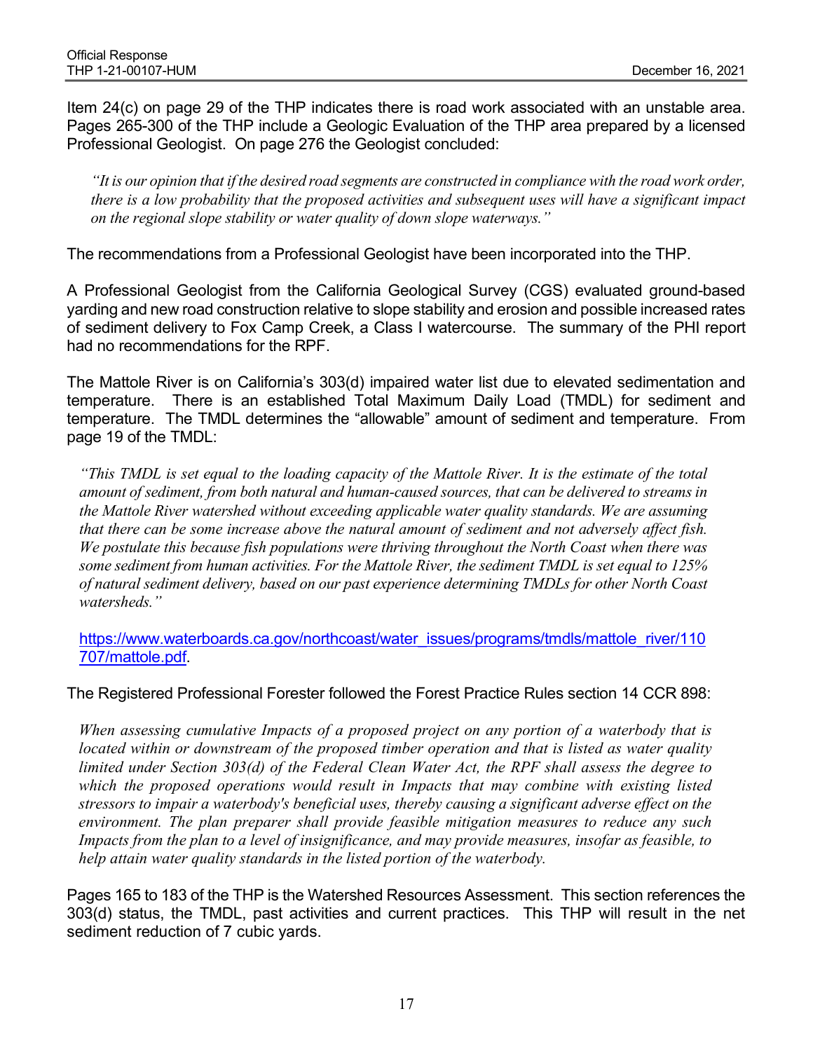Item 24(c) on page 29 of the THP indicates there is road work associated with an unstable area. Pages 265-300 of the THP include a Geologic Evaluation of the THP area prepared by a licensed Professional Geologist. On page 276 the Geologist concluded:

> *"It is our opinion that if the desired road segments are constructed in compliance with the road work order, there is a low probability that the proposed activities and subsequent uses will have a significant impact on the regional slope stability or water quality of down slope waterways."*

The recommendations from a Professional Geologist have been incorporated into the THP.

A Professional Geologist from the California Geological Survey (CGS) evaluated ground-based yarding and new road construction relative to slope stability and erosion and possible increased rates of sediment delivery to Fox Camp Creek, a Class I watercourse. The summary of the PHI report had no recommendations for the RPF.

The Mattole River is on California's 303(d) impaired water list due to elevated sedimentation and temperature. There is an established Total Maximum Daily Load (TMDL) for sediment and temperature. The TMDL determines the "allowable" amount of sediment and temperature. From page 19 of the TMDL:

> *"This TMDL is set equal to the loading capacity of the Mattole River. It is the estimate of the total amount of sediment, from both natural and human-caused sources, that can be delivered to streams in the Mattole River watershed without exceeding applicable water quality standards. We are assuming that there can be some increase above the natural amount of sediment and not adversely affect fish. We postulate this because fish populations were thriving throughout the North Coast when there was some sediment from human activities. For the Mattole River, the sediment TMDL is set equal to 125% of natural sediment delivery, based on our past experience determining TMDLs for other North Coast watersheds."*
>
> https://www.waterboards.ca.gov/northcoast/water_issues/programs/tmdls/mattole_river/110707/mattole.pdf.

The Registered Professional Forester followed the Forest Practice Rules section 14 CCR 898:

> *When assessing cumulative Impacts of a proposed project on any portion of a waterbody that is located within or downstream of the proposed timber operation and that is listed as water quality limited under Section 303(d) of the Federal Clean Water Act, the RPF shall assess the degree to which the proposed operations would result in Impacts that may combine with existing listed stressors to impair a waterbody's beneficial uses, thereby causing a significant adverse effect on the environment. The plan preparer shall provide feasible mitigation measures to reduce any such Impacts from the plan to a level of insignificance, and may provide measures, insofar as feasible, to help attain water quality standards in the listed portion of the waterbody.*

Pages 165 to 183 of the THP is the Watershed Resources Assessment. This section references the 303(d) status, the TMDL, past activities and current practices. This THP will result in the net sediment reduction of 7 cubic yards.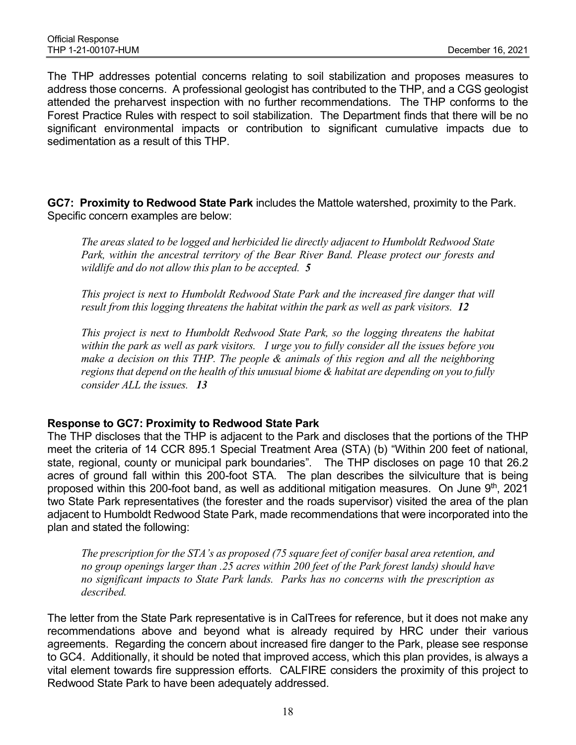The THP addresses potential concerns relating to soil stabilization and proposes measures to address those concerns. A professional geologist has contributed to the THP, and a CGS geologist attended the preharvest inspection with no further recommendations. The THP conforms to the Forest Practice Rules with respect to soil stabilization. The Department finds that there will be no significant environmental impacts or contribution to significant cumulative impacts due to sedimentation as a result of this THP.

**GC7: Proximity to Redwood State Park** includes the Mattole watershed, proximity to the Park. Specific concern examples are below:

> *The areas slated to be logged and herbicided lie directly adjacent to Humboldt Redwood State Park, within the ancestral territory of the Bear River Band. Please protect our forests and wildlife and do not allow this plan to be accepted.* ***5***
>
> *This project is next to Humboldt Redwood State Park and the increased fire danger that will result from this logging threatens the habitat within the park as well as park visitors.* ***12***
>
> *This project is next to Humboldt Redwood State Park, so the logging threatens the habitat within the park as well as park visitors. I urge you to fully consider all the issues before you make a decision on this THP. The people & animals of this region and all the neighboring regions that depend on the health of this unusual biome & habitat are depending on you to fully consider ALL the issues.* ***13***

### Response to GC7: Proximity to Redwood State Park

The THP discloses that the THP is adjacent to the Park and discloses that the portions of the THP meet the criteria of 14 CCR 895.1 Special Treatment Area (STA) (b) "Within 200 feet of national, state, regional, county or municipal park boundaries". The THP discloses on page 10 that 26.2 acres of ground fall within this 200-foot STA. The plan describes the silviculture that is being proposed within this 200-foot band, as well as additional mitigation measures. On June 9th, 2021 two State Park representatives (the forester and the roads supervisor) visited the area of the plan adjacent to Humboldt Redwood State Park, made recommendations that were incorporated into the plan and stated the following:

> *The prescription for the STA's as proposed (75 square feet of conifer basal area retention, and no group openings larger than .25 acres within 200 feet of the Park forest lands) should have no significant impacts to State Park lands. Parks has no concerns with the prescription as described.*

The letter from the State Park representative is in CalTrees for reference, but it does not make any recommendations above and beyond what is already required by HRC under their various agreements. Regarding the concern about increased fire danger to the Park, please see response to GC4. Additionally, it should be noted that improved access, which this plan provides, is always a vital element towards fire suppression efforts. CALFIRE considers the proximity of this project to Redwood State Park to have been adequately addressed.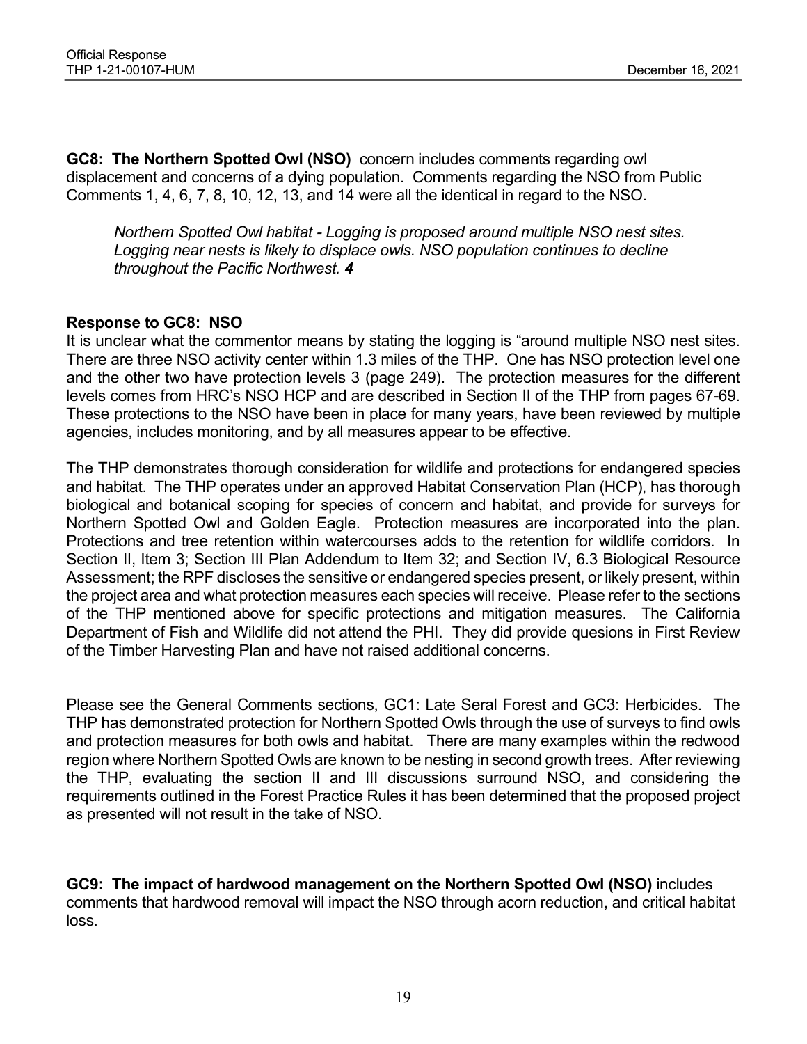**GC8: The Northern Spotted Owl (NSO)** concern includes comments regarding owl displacement and concerns of a dying population. Comments regarding the NSO from Public Comments 1, 4, 6, 7, 8, 10, 12, 13, and 14 were all the identical in regard to the NSO.

> *Northern Spotted Owl habitat - Logging is proposed around multiple NSO nest sites. Logging near nests is likely to displace owls. NSO population continues to decline throughout the Pacific Northwest.* ***4***

**Response to GC8: NSO**

It is unclear what the commentor means by stating the logging is "around multiple NSO nest sites. There are three NSO activity center within 1.3 miles of the THP. One has NSO protection level one and the other two have protection levels 3 (page 249). The protection measures for the different levels comes from HRC's NSO HCP and are described in Section II of the THP from pages 67-69. These protections to the NSO have been in place for many years, have been reviewed by multiple agencies, includes monitoring, and by all measures appear to be effective.

The THP demonstrates thorough consideration for wildlife and protections for endangered species and habitat. The THP operates under an approved Habitat Conservation Plan (HCP), has thorough biological and botanical scoping for species of concern and habitat, and provide for surveys for Northern Spotted Owl and Golden Eagle. Protection measures are incorporated into the plan. Protections and tree retention within watercourses adds to the retention for wildlife corridors. In Section II, Item 3; Section III Plan Addendum to Item 32; and Section IV, 6.3 Biological Resource Assessment; the RPF discloses the sensitive or endangered species present, or likely present, within the project area and what protection measures each species will receive. Please refer to the sections of the THP mentioned above for specific protections and mitigation measures. The California Department of Fish and Wildlife did not attend the PHI. They did provide quesions in First Review of the Timber Harvesting Plan and have not raised additional concerns.

Please see the General Comments sections, GC1: Late Seral Forest and GC3: Herbicides. The THP has demonstrated protection for Northern Spotted Owls through the use of surveys to find owls and protection measures for both owls and habitat. There are many examples within the redwood region where Northern Spotted Owls are known to be nesting in second growth trees. After reviewing the THP, evaluating the section II and III discussions surround NSO, and considering the requirements outlined in the Forest Practice Rules it has been determined that the proposed project as presented will not result in the take of NSO.

**GC9: The impact of hardwood management on the Northern Spotted Owl (NSO)** includes comments that hardwood removal will impact the NSO through acorn reduction, and critical habitat loss.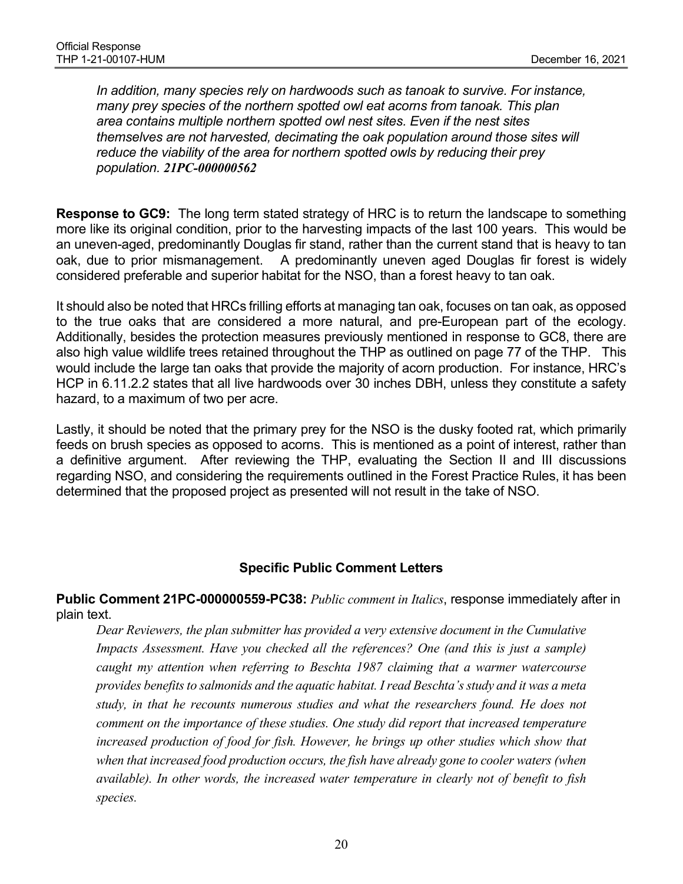*In addition, many species rely on hardwoods such as tanoak to survive. For instance, many prey species of the northern spotted owl eat acorns from tanoak. This plan area contains multiple northern spotted owl nest sites. Even if the nest sites themselves are not harvested, decimating the oak population around those sites will reduce the viability of the area for northern spotted owls by reducing their prey population.* ***21PC-000000562***

**Response to GC9:** The long term stated strategy of HRC is to return the landscape to something more like its original condition, prior to the harvesting impacts of the last 100 years. This would be an uneven-aged, predominantly Douglas fir stand, rather than the current stand that is heavy to tan oak, due to prior mismanagement. A predominantly uneven aged Douglas fir forest is widely considered preferable and superior habitat for the NSO, than a forest heavy to tan oak.

It should also be noted that HRCs frilling efforts at managing tan oak, focuses on tan oak, as opposed to the true oaks that are considered a more natural, and pre-European part of the ecology. Additionally, besides the protection measures previously mentioned in response to GC8, there are also high value wildlife trees retained throughout the THP as outlined on page 77 of the THP. This would include the large tan oaks that provide the majority of acorn production. For instance, HRC's HCP in 6.11.2.2 states that all live hardwoods over 30 inches DBH, unless they constitute a safety hazard, to a maximum of two per acre.

Lastly, it should be noted that the primary prey for the NSO is the dusky footed rat, which primarily feeds on brush species as opposed to acorns. This is mentioned as a point of interest, rather than a definitive argument. After reviewing the THP, evaluating the Section II and III discussions regarding NSO, and considering the requirements outlined in the Forest Practice Rules, it has been determined that the proposed project as presented will not result in the take of NSO.

## Specific Public Comment Letters

**Public Comment 21PC-000000559-PC38:** *Public comment in Italics*, response immediately after in plain text.

*Dear Reviewers, the plan submitter has provided a very extensive document in the Cumulative Impacts Assessment. Have you checked all the references? One (and this is just a sample) caught my attention when referring to Beschta 1987 claiming that a warmer watercourse provides benefits to salmonids and the aquatic habitat. I read Beschta's study and it was a meta study, in that he recounts numerous studies and what the researchers found. He does not comment on the importance of these studies. One study did report that increased temperature increased production of food for fish. However, he brings up other studies which show that when that increased food production occurs, the fish have already gone to cooler waters (when available). In other words, the increased water temperature in clearly not of benefit to fish species.*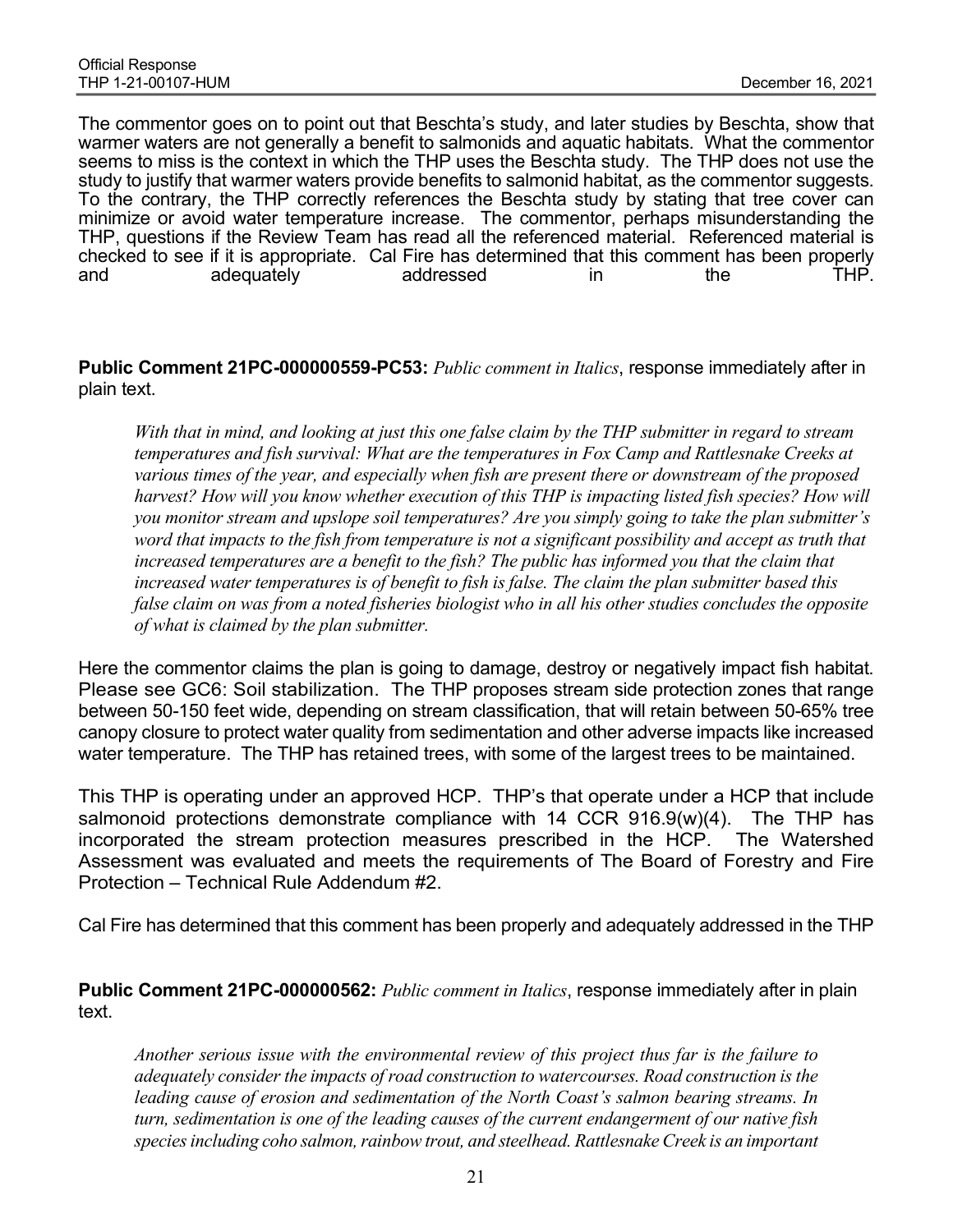The commentor goes on to point out that Beschta's study, and later studies by Beschta, show that warmer waters are not generally a benefit to salmonids and aquatic habitats. What the commentor seems to miss is the context in which the THP uses the Beschta study. The THP does not use the study to justify that warmer waters provide benefits to salmonid habitat, as the commentor suggests. To the contrary, the THP correctly references the Beschta study by stating that tree cover can minimize or avoid water temperature increase. The commentor, perhaps misunderstanding the THP, questions if the Review Team has read all the referenced material. Referenced material is checked to see if it is appropriate. Cal Fire has determined that this comment has been properly and adequately addressed in the THP.

**Public Comment 21PC-000000559-PC53:** *Public comment in Italics*, response immediately after in plain text.

> *With that in mind, and looking at just this one false claim by the THP submitter in regard to stream temperatures and fish survival: What are the temperatures in Fox Camp and Rattlesnake Creeks at various times of the year, and especially when fish are present there or downstream of the proposed harvest? How will you know whether execution of this THP is impacting listed fish species? How will you monitor stream and upslope soil temperatures? Are you simply going to take the plan submitter's word that impacts to the fish from temperature is not a significant possibility and accept as truth that increased temperatures are a benefit to the fish? The public has informed you that the claim that increased water temperatures is of benefit to fish is false. The claim the plan submitter based this false claim on was from a noted fisheries biologist who in all his other studies concludes the opposite of what is claimed by the plan submitter.*

Here the commentor claims the plan is going to damage, destroy or negatively impact fish habitat. Please see GC6: Soil stabilization. The THP proposes stream side protection zones that range between 50-150 feet wide, depending on stream classification, that will retain between 50-65% tree canopy closure to protect water quality from sedimentation and other adverse impacts like increased water temperature. The THP has retained trees, with some of the largest trees to be maintained.

This THP is operating under an approved HCP. THP's that operate under a HCP that include salmonoid protections demonstrate compliance with 14 CCR 916.9(w)(4). The THP has incorporated the stream protection measures prescribed in the HCP. The Watershed Assessment was evaluated and meets the requirements of The Board of Forestry and Fire Protection – Technical Rule Addendum #2.

Cal Fire has determined that this comment has been properly and adequately addressed in the THP

**Public Comment 21PC-000000562:** *Public comment in Italics*, response immediately after in plain text.

> *Another serious issue with the environmental review of this project thus far is the failure to adequately consider the impacts of road construction to watercourses. Road construction is the leading cause of erosion and sedimentation of the North Coast's salmon bearing streams. In turn, sedimentation is one of the leading causes of the current endangerment of our native fish species including coho salmon, rainbow trout, and steelhead. Rattlesnake Creek is an important*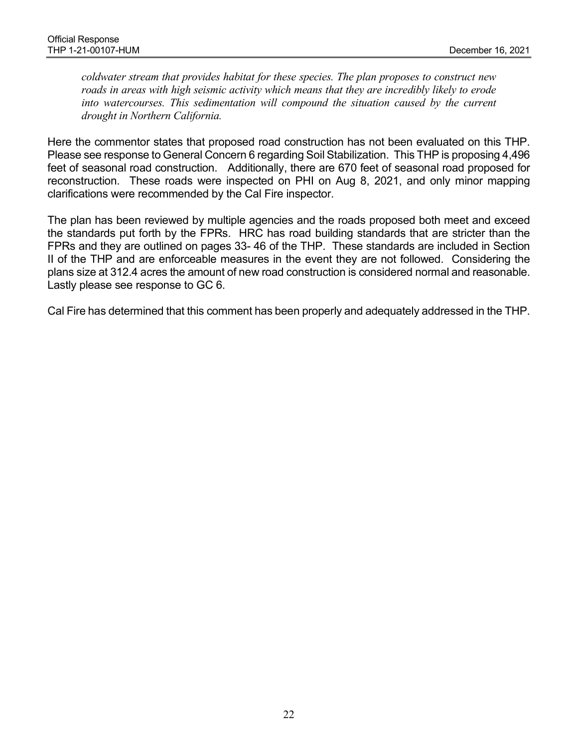*coldwater stream that provides habitat for these species. The plan proposes to construct new roads in areas with high seismic activity which means that they are incredibly likely to erode into watercourses. This sedimentation will compound the situation caused by the current drought in Northern California.*

Here the commentor states that proposed road construction has not been evaluated on this THP. Please see response to General Concern 6 regarding Soil Stabilization. This THP is proposing 4,496 feet of seasonal road construction. Additionally, there are 670 feet of seasonal road proposed for reconstruction. These roads were inspected on PHI on Aug 8, 2021, and only minor mapping clarifications were recommended by the Cal Fire inspector.

The plan has been reviewed by multiple agencies and the roads proposed both meet and exceed the standards put forth by the FPRs. HRC has road building standards that are stricter than the FPRs and they are outlined on pages 33- 46 of the THP. These standards are included in Section II of the THP and are enforceable measures in the event they are not followed. Considering the plans size at 312.4 acres the amount of new road construction is considered normal and reasonable. Lastly please see response to GC 6.

Cal Fire has determined that this comment has been properly and adequately addressed in the THP.